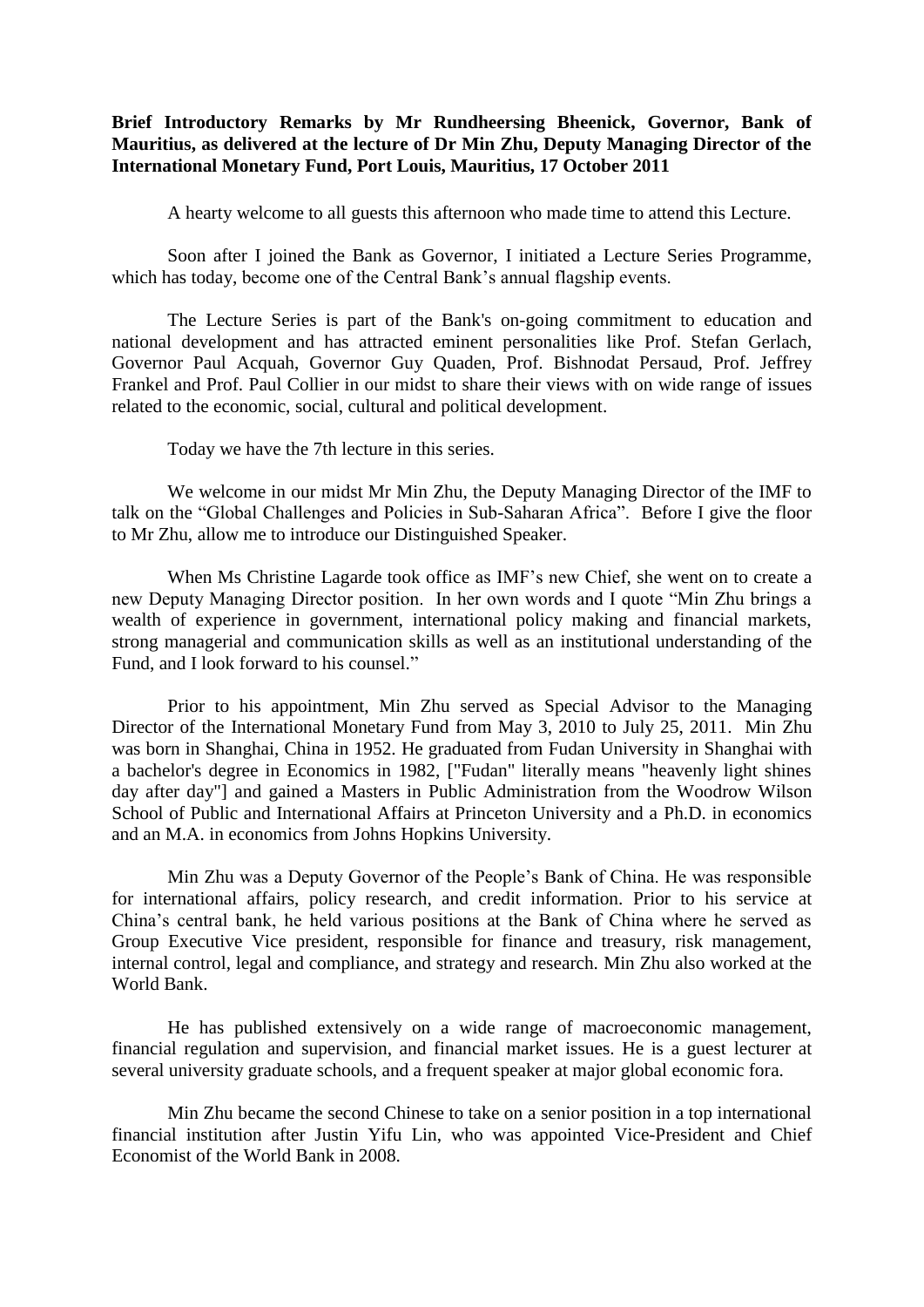**Brief Introductory Remarks by Mr Rundheersing Bheenick, Governor, Bank of Mauritius, as delivered at the lecture of Dr Min Zhu, Deputy Managing Director of the International Monetary Fund, Port Louis, Mauritius, 17 October 2011**

A hearty welcome to all guests this afternoon who made time to attend this Lecture.

Soon after I joined the Bank as Governor, I initiated a Lecture Series Programme, which has today, become one of the Central Bank's annual flagship events.

The Lecture Series is part of the Bank's on-going commitment to education and national development and has attracted eminent personalities like Prof. Stefan Gerlach, Governor Paul Acquah, Governor Guy Quaden, Prof. Bishnodat Persaud, Prof. Jeffrey Frankel and Prof. Paul Collier in our midst to share their views with on wide range of issues related to the economic, social, cultural and political development.

Today we have the 7th lecture in this series.

We welcome in our midst Mr Min Zhu, the Deputy Managing Director of the IMF to talk on the "Global Challenges and Policies in Sub-Saharan Africa". Before I give the floor to Mr Zhu, allow me to introduce our Distinguished Speaker.

When Ms Christine Lagarde took office as IMF's new Chief, she went on to create a new Deputy Managing Director position. In her own words and I quote "Min Zhu brings a wealth of experience in government, international policy making and financial markets, strong managerial and communication skills as well as an institutional understanding of the Fund, and I look forward to his counsel."

Prior to his appointment, Min Zhu served as Special Advisor to the Managing Director of the International Monetary Fund from May 3, 2010 to July 25, 2011. Min Zhu was born in Shanghai, China in 1952. He graduated from Fudan University in Shanghai with a bachelor's degree in Economics in 1982, ["Fudan" literally means "heavenly light shines day after day"] and gained a Masters in Public Administration from the Woodrow Wilson School of Public and International Affairs at Princeton University and a Ph.D. in economics and an M.A. in economics from Johns Hopkins University.

Min Zhu was a Deputy Governor of the People's Bank of China. He was responsible for international affairs, policy research, and credit information. Prior to his service at China's central bank, he held various positions at the Bank of China where he served as Group Executive Vice president, responsible for finance and treasury, risk management, internal control, legal and compliance, and strategy and research. Min Zhu also worked at the World Bank.

He has published extensively on a wide range of macroeconomic management, financial regulation and supervision, and financial market issues. He is a guest lecturer at several university graduate schools, and a frequent speaker at major global economic fora.

Min Zhu became the second Chinese to take on a senior position in a top international financial institution after Justin Yifu Lin, who was appointed Vice-President and Chief Economist of the World Bank in 2008.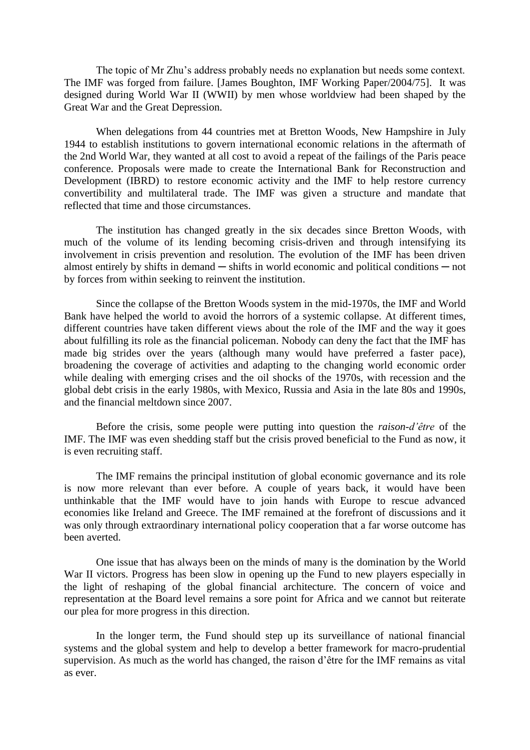The topic of Mr Zhu's address probably needs no explanation but needs some context. The IMF was forged from failure. [James Boughton, IMF Working Paper/2004/75]. It was designed during World War II (WWII) by men whose worldview had been shaped by the Great War and the Great Depression.

When delegations from 44 countries met at Bretton Woods, New Hampshire in July 1944 to establish institutions to govern international economic relations in the aftermath of the 2nd World War, they wanted at all cost to avoid a repeat of the failings of the Paris peace conference. Proposals were made to create the International Bank for Reconstruction and Development (IBRD) to restore economic activity and the IMF to help restore currency convertibility and multilateral trade. The IMF was given a structure and mandate that reflected that time and those circumstances.

The institution has changed greatly in the six decades since Bretton Woods, with much of the volume of its lending becoming crisis-driven and through intensifying its involvement in crisis prevention and resolution. The evolution of the IMF has been driven almost entirely by shifts in demand ─ shifts in world economic and political conditions ─ not by forces from within seeking to reinvent the institution.

Since the collapse of the Bretton Woods system in the mid-1970s, the IMF and World Bank have helped the world to avoid the horrors of a systemic collapse. At different times, different countries have taken different views about the role of the IMF and the way it goes about fulfilling its role as the financial policeman. Nobody can deny the fact that the IMF has made big strides over the years (although many would have preferred a faster pace), broadening the coverage of activities and adapting to the changing world economic order while dealing with emerging crises and the oil shocks of the 1970s, with recession and the global debt crisis in the early 1980s, with Mexico, Russia and Asia in the late 80s and 1990s, and the financial meltdown since 2007.

Before the crisis, some people were putting into question the *raison-d'être* of the IMF. The IMF was even shedding staff but the crisis proved beneficial to the Fund as now, it is even recruiting staff.

The IMF remains the principal institution of global economic governance and its role is now more relevant than ever before. A couple of years back, it would have been unthinkable that the IMF would have to join hands with Europe to rescue advanced economies like Ireland and Greece. The IMF remained at the forefront of discussions and it was only through extraordinary international policy cooperation that a far worse outcome has been averted.

One issue that has always been on the minds of many is the domination by the World War II victors. Progress has been slow in opening up the Fund to new players especially in the light of reshaping of the global financial architecture. The concern of voice and representation at the Board level remains a sore point for Africa and we cannot but reiterate our plea for more progress in this direction.

In the longer term, the Fund should step up its surveillance of national financial systems and the global system and help to develop a better framework for macro-prudential supervision. As much as the world has changed, the raison d'être for the IMF remains as vital as ever.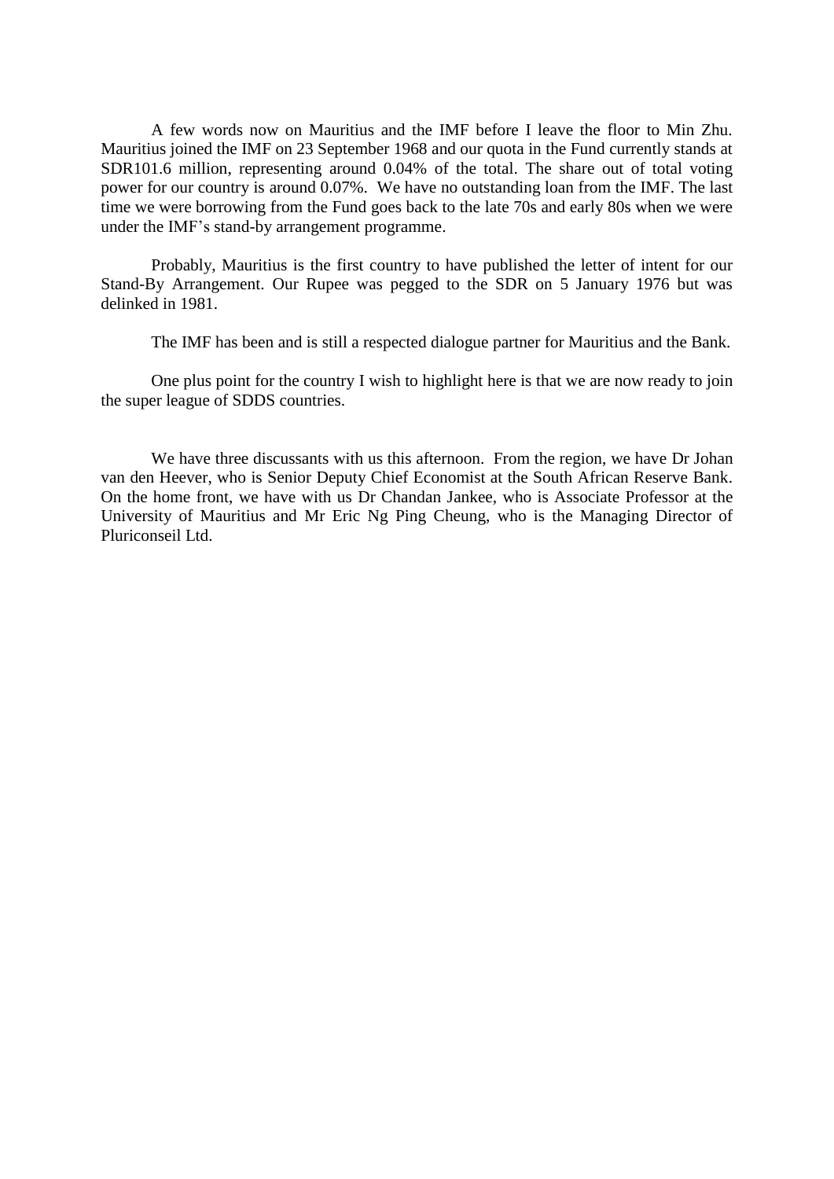A few words now on Mauritius and the IMF before I leave the floor to Min Zhu. Mauritius joined the IMF on 23 September 1968 and our quota in the Fund currently stands at SDR101.6 million, representing around 0.04% of the total. The share out of total voting power for our country is around 0.07%. We have no outstanding loan from the IMF. The last time we were borrowing from the Fund goes back to the late 70s and early 80s when we were under the IMF's stand-by arrangement programme.

Probably, Mauritius is the first country to have published the letter of intent for our Stand-By Arrangement. Our Rupee was pegged to the SDR on 5 January 1976 but was delinked in 1981.

The IMF has been and is still a respected dialogue partner for Mauritius and the Bank.

One plus point for the country I wish to highlight here is that we are now ready to join the super league of SDDS countries.

We have three discussants with us this afternoon. From the region, we have Dr Johan van den Heever, who is Senior Deputy Chief Economist at the South African Reserve Bank. On the home front, we have with us Dr Chandan Jankee, who is Associate Professor at the University of Mauritius and Mr Eric Ng Ping Cheung, who is the Managing Director of Pluriconseil Ltd.